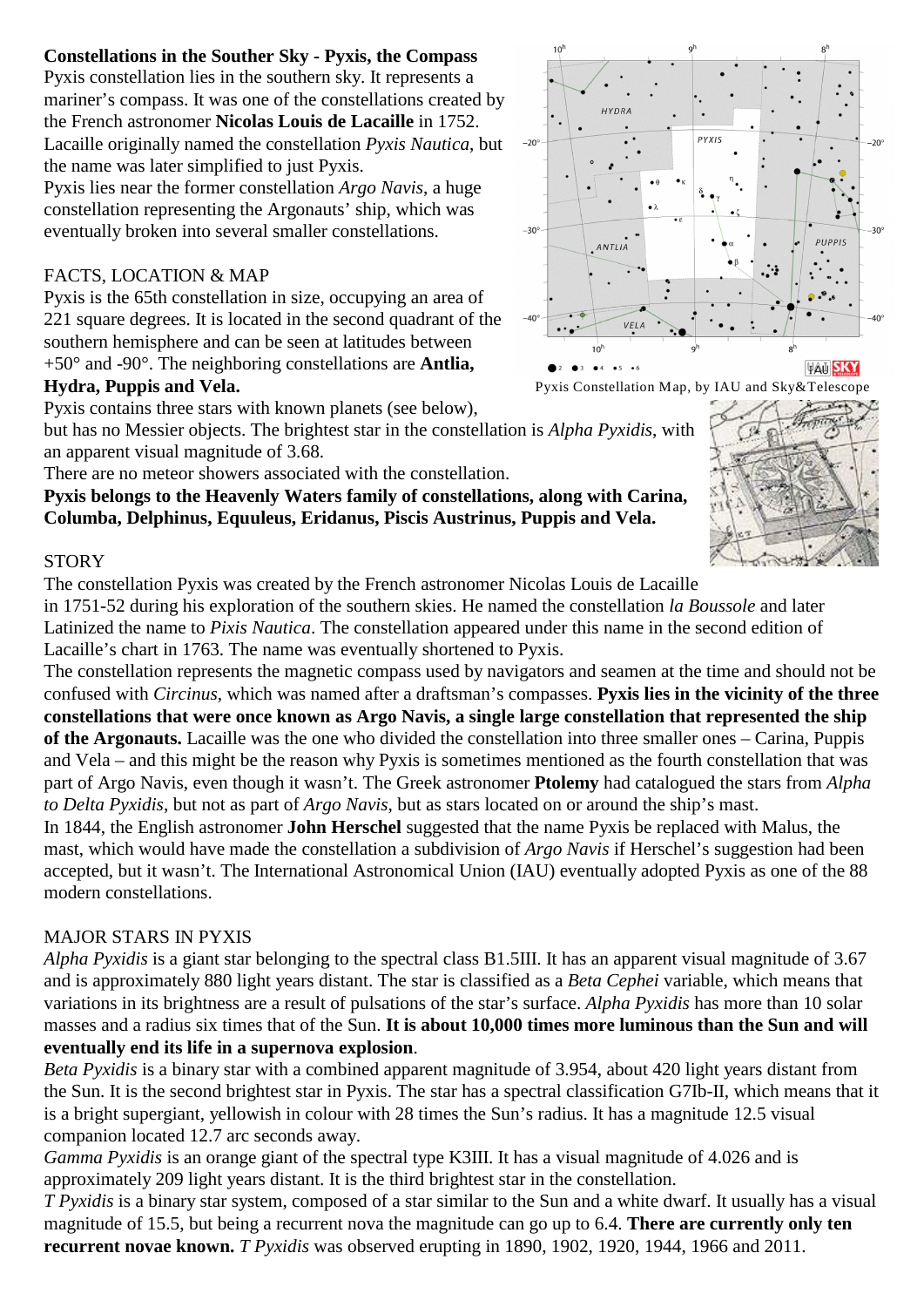**Constellations in the Souther Sky - Pyxis, the Compass**

Pyxis constellation lies in the southern sky. It represents a mariner's compass. It was one of the constellations created by the French astronomer **Nicolas Louis de Lacaille** in 1752. Lacaille originally named the constellation *Pyxis Nautica*, but the name was later simplified to just Pyxis.

Pyxis lies near the former constellation *Argo Navis*, a huge constellation representing the Argonauts' ship, which was eventually broken into several smaller constellations.

Pyxis Constellation Map, by IAU and Sky&Telescope

FACTS, LOCATION & MAP

Pyxis is the 65th constellation in size, occupying an area of 221 square degrees. It is located in the second quadrant of the southern hemisphere and can be seen at latitudes between +50° and -90°. The neighboring constellations are **Antlia, Hydra, Puppis and Vela.**

Pyxis contains three stars with known planets (see below), but has no Messier objects. The brightest star in the constellation is *Alpha Pyxidis*, with an apparent visual magnitude of 3.68.

There are no meteor showers associated with the constellation.

**Pyxis belongs to the Heavenly Waters family of constellations, along with Carina, Columba, Delphinus, Equuleus, Eridanus, Piscis Austrinus, Puppis and Vela.**

STORY

The constellation Pyxis was created by the French astronomer Nicolas Louis de Lacaille in 1751-52 during his exploration of the southern skies. He named the constellation *la Boussole* and later Latinized the name to *Pixis Nautica*. The constellation appeared under this name in the second edition of Lacaille's chart in 1763. The name was eventually shortened to Pyxis.

The constellation represents the magnetic compass used by navigators and seamen at the time and should not be confused with *Circinus*, which was named after a draftsman's compasses. **Pyxis lies in the vicinity of the three constellations that were once known as Argo Navis, a single large constellation that represented the ship of the Argonauts.** Lacaille was the one who divided the constellation into three smaller ones – Carina, Puppis and Vela – and this might be the reason why Pyxis is sometimes mentioned as the fourth constellation that was part of Argo Navis, even though it wasn't. The Greek astronomer **Ptolemy** had catalogued the stars from *Alpha to Delta Pyxidis*, but not as part of *Argo Navis*, but as stars located on or around the ship's mast.

In 1844, the English astronomer **John Herschel** suggested that the name Pyxis be replaced with Malus, the mast, which would have made the constellation a subdivision of *Argo Navis* if Herschel's suggestion had been accepted, but it wasn't. The International Astronomical Union (IAU) eventually adopted Pyxis as one of the 88 modern constellations.

MAJOR STARS IN PYXIS

*Alpha Pyxidis* is a giant star belonging to the spectral class B1.5III. It has an apparent visual magnitude of 3.67 and is approximately 880 light years distant. The star is classified as a *Beta Cephei* variable, which means that variations in its brightness are a result of pulsations of the star's surface. *Alpha Pyxidis* has more than 10 solar masses and a radius six times that of the Sun. **It is about 10,000 times more luminous than the Sun and will eventually end its life in a supernova explosion**.

*Beta Pyxidis* is a binary star with a combined apparent magnitude of 3.954, about 420 light years distant from the Sun. It is the second brightest star in Pyxis. The star has a spectral classification G7Ib-II, which means that it is a bright supergiant, yellowish in colour with 28 times the Sun's radius. It has a magnitude 12.5 visual companion located 12.7 arc seconds away.

*Gamma Pyxidis* is an orange giant of the spectral type K3III. It has a visual magnitude of 4.026 and is approximately 209 light years distant. It is the third brightest star in the constellation.

*T Pyxidis* is a binary star system, composed of a star similar to the Sun and a white dwarf. It usually has a visual magnitude of 15.5, but being a recurrent nova the magnitude can go up to 6.4. **There are currently only ten recurrent novae known.** *T Pyxidis* was observed erupting in 1890, 1902, 1920, 1944, 1966 and 2011.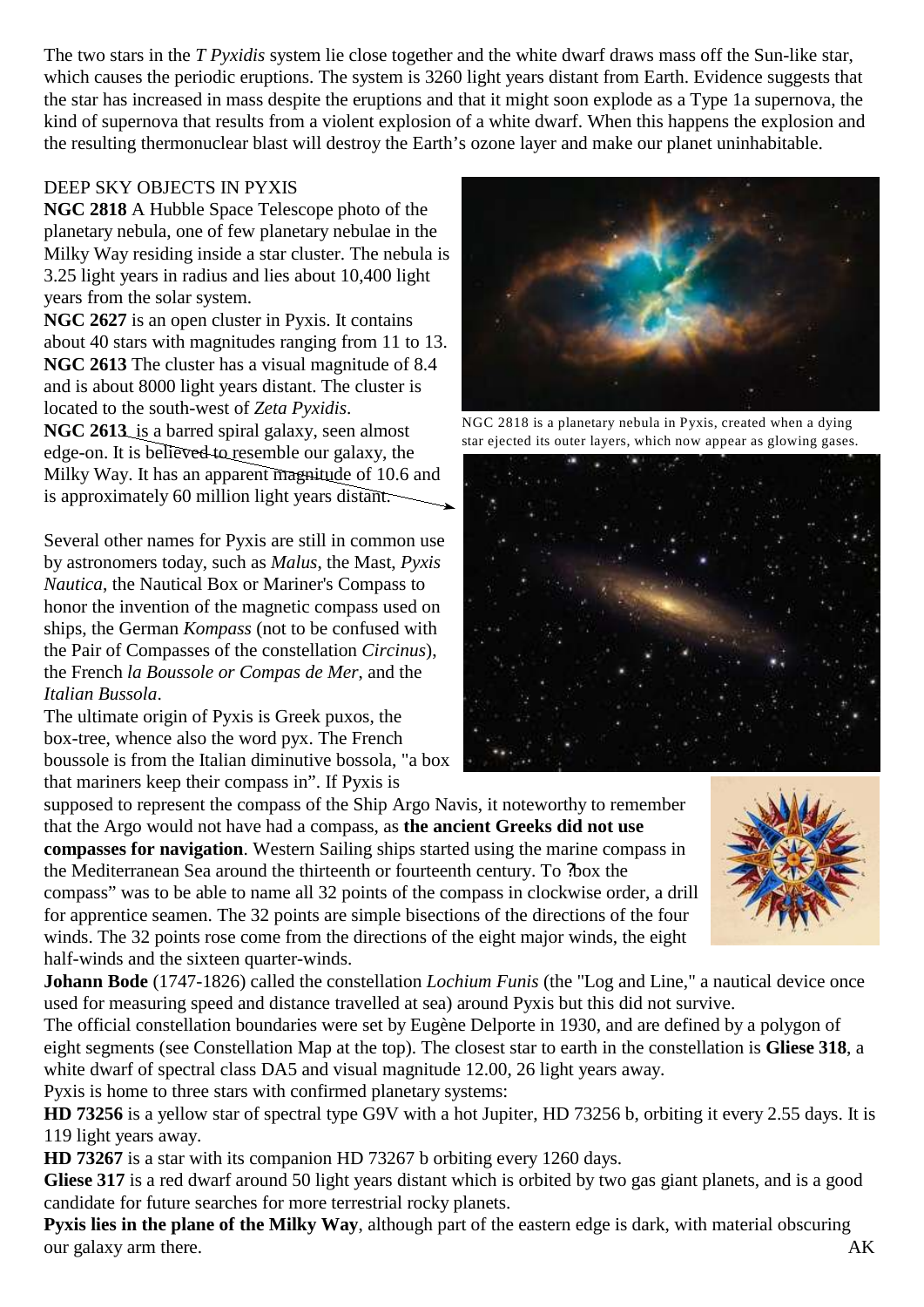The two stars in the *T Pyxidis* system lie close together and the white dwarf draws mass off the Sun-like star, which causes the periodic eruptions. The system is 3260 light years distant from Earth. Evidence suggests that the star has increased in mass despite the eruptions and that it might soon explode as a Type 1a supernova, the kind of supernova that results from a violent explosion of a white dwarf. When this happens the explosion and the resulting thermonuclear blast will destroy the Earth's ozone layer and make our planet uninhabitable.

DEEP SKY OBJECTS IN PYXIS

**NGC 2818** A Hubble Space Telescope photo of the planetary nebula, one of few planetary nebulae in the Milky Way residing inside a star cluster. The nebula is 3.25 light years in radius and lies about 10,400 light years from the solar system.

**NGC 2627** is an open cluster in Pyxis. It contains about 40 stars with magnitudes ranging from 11 to 13.

**NGC 2613** The cluster has a visual magnitude of 8.4 and is about 8000 light years distant. The cluster is located to the south-west of *Zeta Pyxidis*.

**NGC 2613** is a barred spiral galaxy, seen almost edge-on. It is believed to resemble our galaxy, the Milky Way. It has an apparent magnitude of 10.6 and is approximately 60 million light years distant.

NGC 2818 is a planetary nebula in Pyxis, created when a dying star ejected its outer layers, which now appear as glowing gases.

Several other names for Pyxis are still in common use by astronomers today, such as *Malus*, the Mast, *Pyxis Nautica*, the Nautical Box or Mariner's Compass to honor the invention of the magnetic compass used on ships, the German *Kompass* (not to be confused with the Pair of Compasses of the constellation *Circinus*), the French *la Boussole or Compas de Mer*, and the *Italian Bussola*.

The ultimate origin of Pyxis is Greek puxos, the box-tree, whence also the word pyx. The French boussole is from the Italian diminutive bossola, "a box that mariners keep their compass in". If Pyxis is supposed to represent the compass of the Ship Argo Navis, it noteworthy to remember that the Argo would not have had a compass, as **the ancient Greeks did not use compasses for navigation**. Western Sailing ships started using the marine compass in the Mediterranean Sea around the thirteenth or fourteenth century. To ?box the compass" was to be able to name all 32 points of the compass in clockwise order, a drill for apprentice seamen. The 32 points are simple bisections of the directions of the four winds. The 32 points rose come from the directions of the eight major winds, the eight half-winds and the sixteen quarter-winds.

**Johann Bode** (1747-1826) called the constellation *Lochium Funis* (the "Log and Line," a nautical device once used for measuring speed and distance travelled at sea) around Pyxis but this did not survive.

The official constellation boundaries were set by Eugène Delporte in 1930, and are defined by a polygon of eight segments (see Constellation Map at the top). The closest star to earth in the constellation is **Gliese 318**, a white dwarf of spectral class DA5 and visual magnitude 12.00, 26 light years away.

Pyxis is home to three stars with confirmed planetary systems:

**HD 73256** is a yellow star of spectral type G9V with a hot Jupiter, HD 73256 b, orbiting it every 2.55 days. It is 119 light years away.

**HD 73267** is a star with its companion HD 73267 b orbiting every 1260 days.

**Gliese 317** is a red dwarf around 50 light years distant which is orbited by two gas giant planets, and is a good candidate for future searches for more terrestrial rocky planets.

**Pyxis lies in the plane of the Milky Way**, although part of the eastern edge is dark, with material obscuring our galaxy arm there.

AK